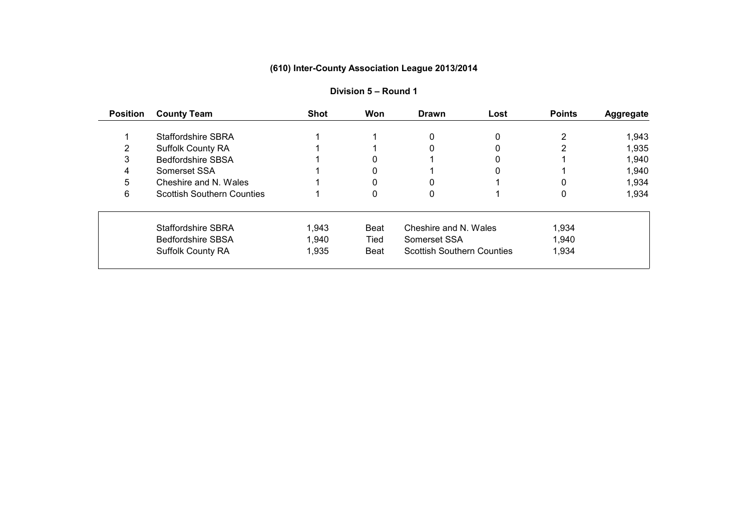## (610) Inter-County Association League 2013/2014

### Division 5 – Round 1

| Position | County Team | Shot | Won | Drawn | Lost | Points | Aggregate |
|---|---|---|---|---|---|---|---|
| 1 | Staffordshire SBRA | 1 | 1 | 0 | 0 | 2 | 1,943 |
| 2 | Suffolk County RA | 1 | 1 | 0 | 0 | 2 | 1,935 |
| 3 | Bedfordshire SBSA | 1 | 0 | 1 | 0 | 1 | 1,940 |
| 4 | Somerset SSA | 1 | 0 | 1 | 0 | 1 | 1,940 |
| 5 | Cheshire and N. Wales | 1 | 0 | 0 | 1 | 0 | 1,934 |
| 6 | Scottish Southern Counties | 1 | 0 | 0 | 1 | 0 | 1,934 |

| Team | Score | Result | Opponent | Score |
|---|---|---|---|---|
| Staffordshire SBRA | 1,943 | Beat | Cheshire and N. Wales | 1,934 |
| Bedfordshire SBSA | 1,940 | Tied | Somerset SSA | 1,940 |
| Suffolk County RA | 1,935 | Beat | Scottish Southern Counties | 1,934 |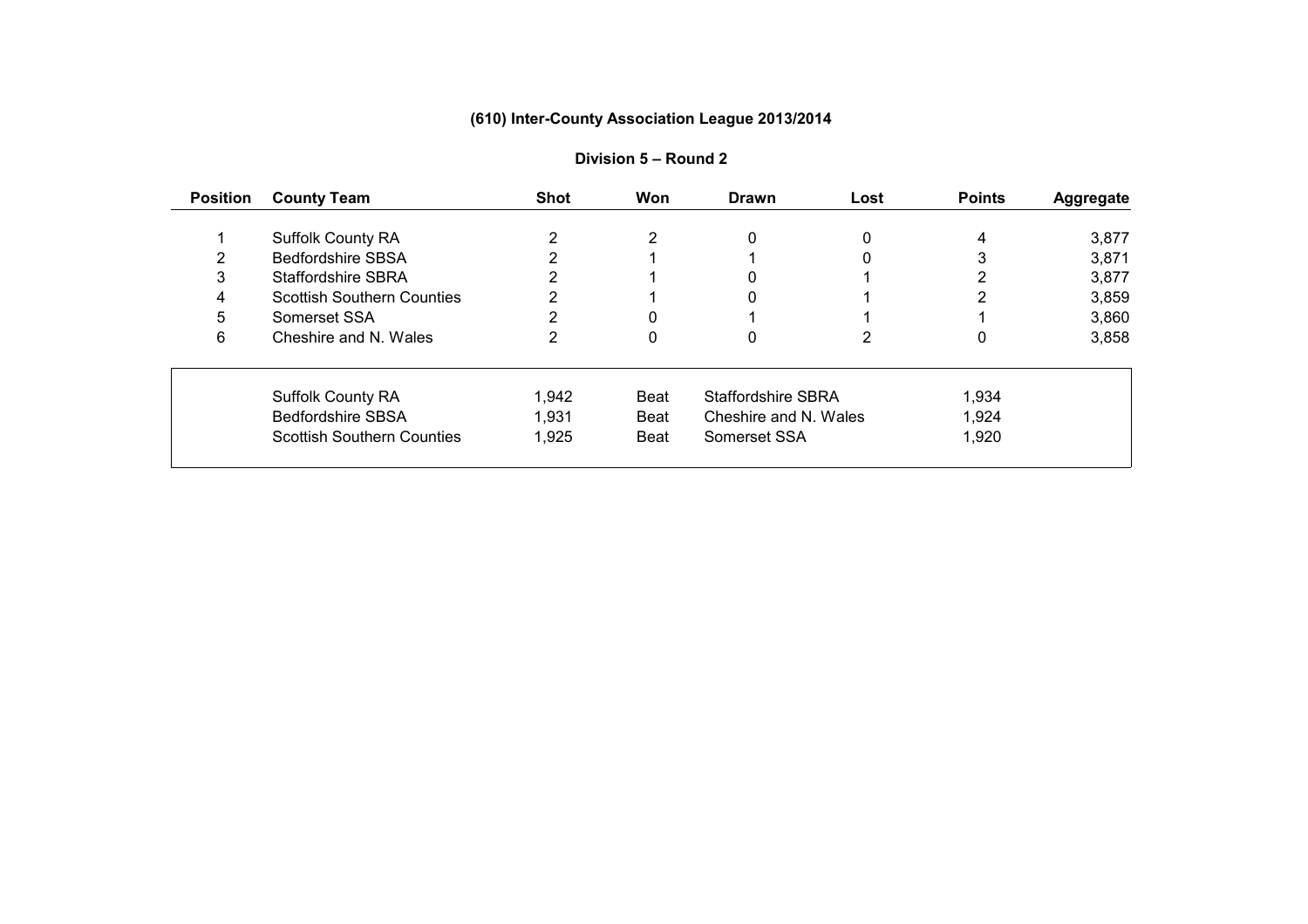# (610) Inter-County Association League 2013/2014

## Division 5 – Round 2

| Position | County Team | Shot | Won | Drawn | Lost | Points | Aggregate |
|---|---|---|---|---|---|---|---|
| 1 | Suffolk County RA | 2 | 2 | 0 | 0 | 4 | 3,877 |
| 2 | Bedfordshire SBSA | 2 | 1 | 1 | 0 | 3 | 3,871 |
| 3 | Staffordshire SBRA | 2 | 1 | 0 | 1 | 2 | 3,877 |
| 4 | Scottish Southern Counties | 2 | 1 | 0 | 1 | 2 | 3,859 |
| 5 | Somerset SSA | 2 | 0 | 1 | 1 | 1 | 3,860 |
| 6 | Cheshire and N. Wales | 2 | 0 | 0 | 2 | 0 | 3,858 |

| Team | Score | Result | Opponent | Score |
|---|---|---|---|---|
| Suffolk County RA | 1,942 | Beat | Staffordshire SBRA | 1,934 |
| Bedfordshire SBSA | 1,931 | Beat | Cheshire and N. Wales | 1,924 |
| Scottish Southern Counties | 1,925 | Beat | Somerset SSA | 1,920 |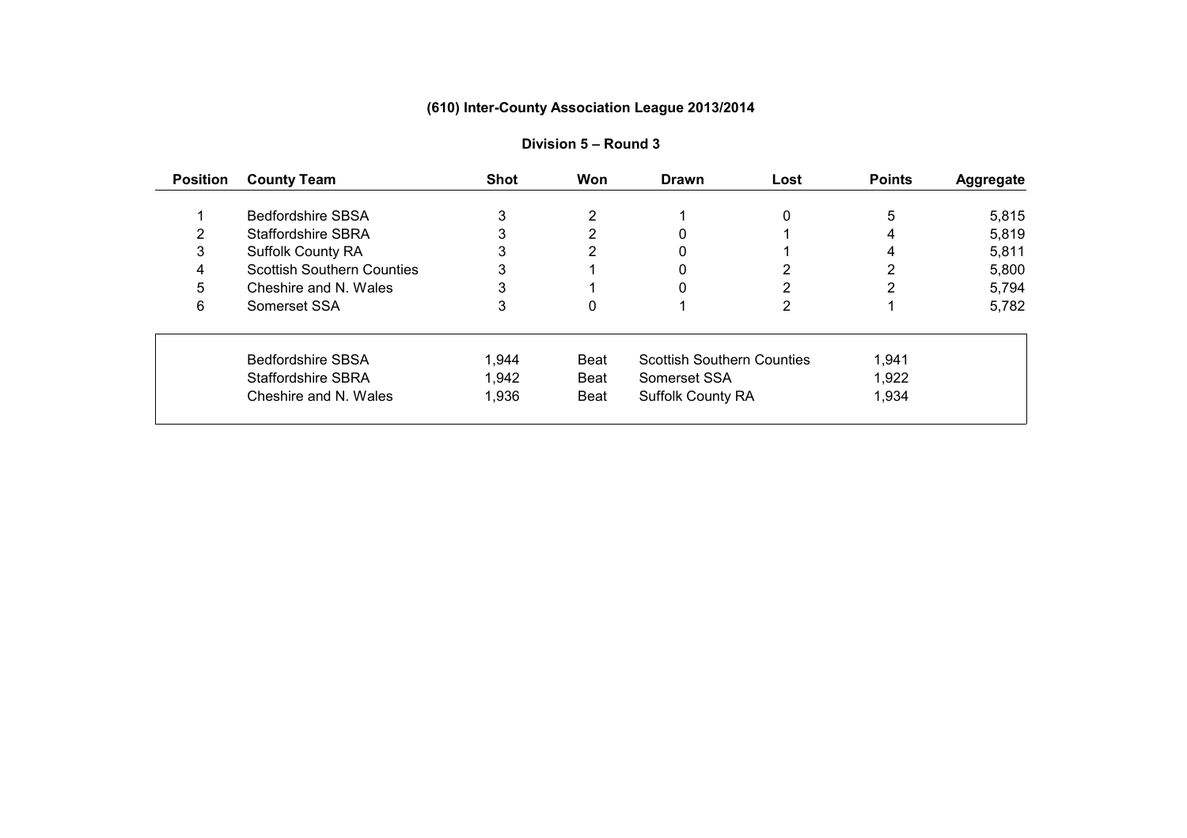## (610) Inter-County Association League 2013/2014

### Division 5 – Round 3

| Position | County Team | Shot | Won | Drawn | Lost | Points | Aggregate |
|---|---|---|---|---|---|---|---|
| 1 | Bedfordshire SBSA | 3 | 2 | 1 | 0 | 5 | 5,815 |
| 2 | Staffordshire SBRA | 3 | 2 | 0 | 1 | 4 | 5,819 |
| 3 | Suffolk County RA | 3 | 2 | 0 | 1 | 4 | 5,811 |
| 4 | Scottish Southern Counties | 3 | 1 | 0 | 2 | 2 | 5,800 |
| 5 | Cheshire and N. Wales | 3 | 1 | 0 | 2 | 2 | 5,794 |
| 6 | Somerset SSA | 3 | 0 | 1 | 2 | 1 | 5,782 |

| Team | Score | Result | Opponent | Score |
|---|---|---|---|---|
| Bedfordshire SBSA | 1,944 | Beat | Scottish Southern Counties | 1,941 |
| Staffordshire SBRA | 1,942 | Beat | Somerset SSA | 1,922 |
| Cheshire and N. Wales | 1,936 | Beat | Suffolk County RA | 1,934 |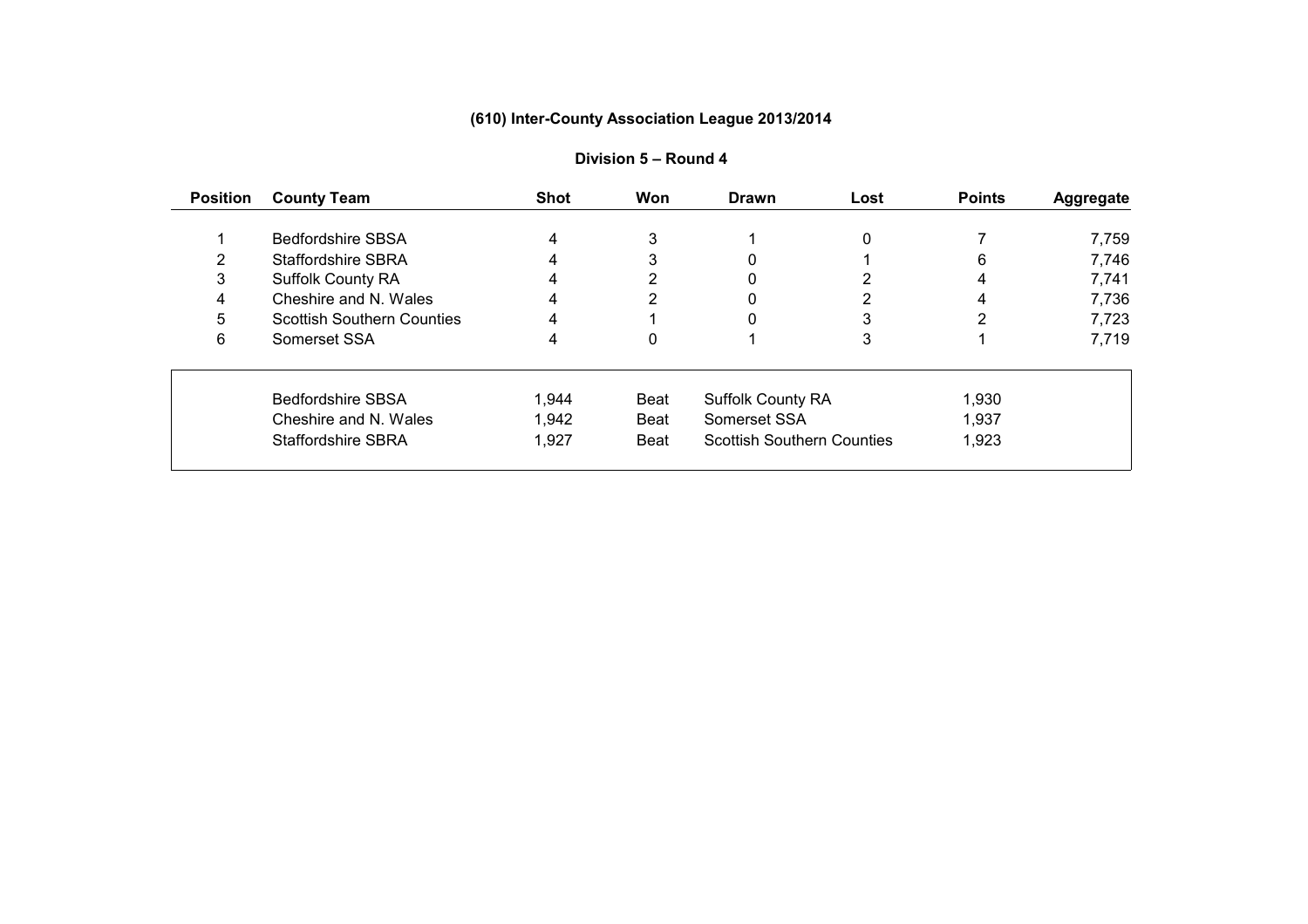# (610) Inter-County Association League 2013/2014

## Division 5 – Round 4

| Position | County Team | Shot | Won | Drawn | Lost | Points | Aggregate |
|---|---|---|---|---|---|---|---|
| 1 | Bedfordshire SBSA | 4 | 3 | 1 | 0 | 7 | 7,759 |
| 2 | Staffordshire SBRA | 4 | 3 | 0 | 1 | 6 | 7,746 |
| 3 | Suffolk County RA | 4 | 2 | 0 | 2 | 4 | 7,741 |
| 4 | Cheshire and N. Wales | 4 | 2 | 0 | 2 | 4 | 7,736 |
| 5 | Scottish Southern Counties | 4 | 1 | 0 | 3 | 2 | 7,723 |
| 6 | Somerset SSA | 4 | 0 | 1 | 3 | 1 | 7,719 |

| Team | Score | Result | Opponent | Score |
|---|---|---|---|---|
| Bedfordshire SBSA | 1,944 | Beat | Suffolk County RA | 1,930 |
| Cheshire and N. Wales | 1,942 | Beat | Somerset SSA | 1,937 |
| Staffordshire SBRA | 1,927 | Beat | Scottish Southern Counties | 1,923 |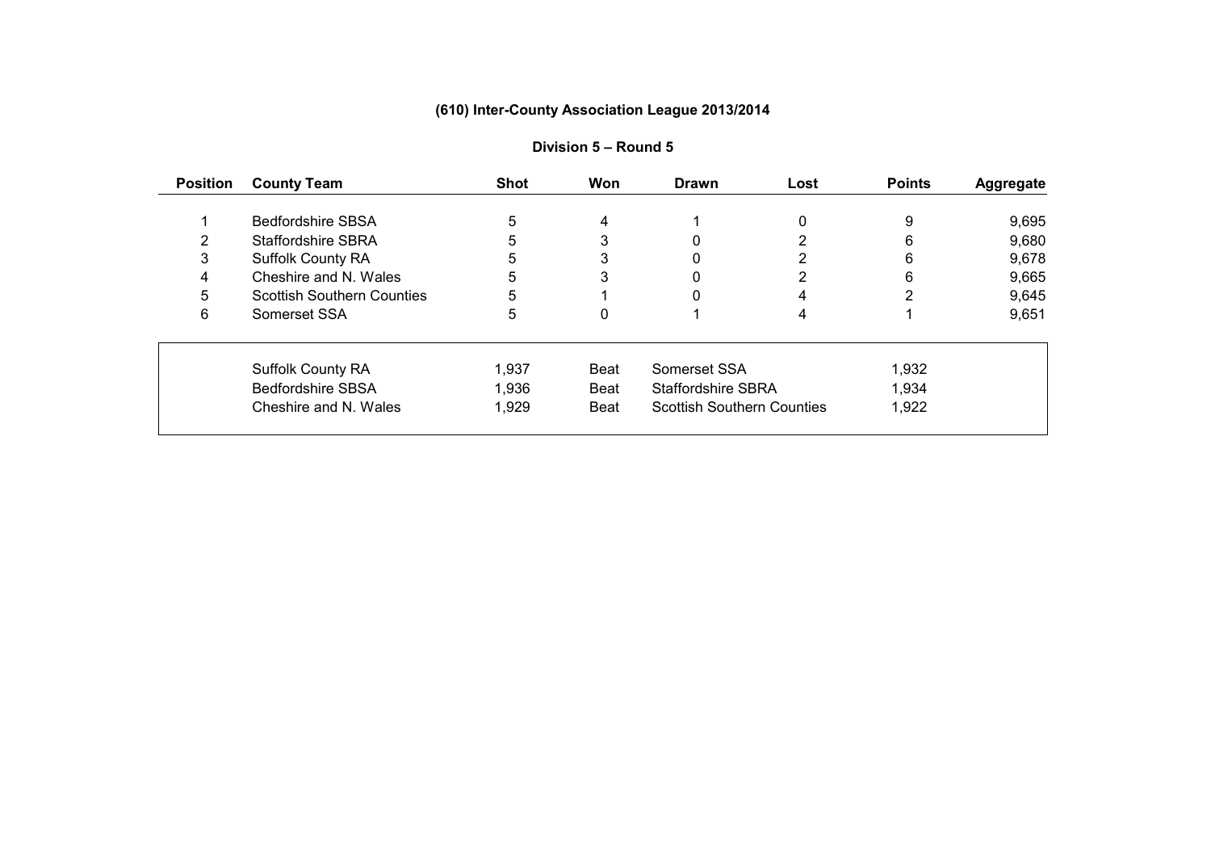## (610) Inter-County Association League 2013/2014

### Division 5 – Round 5

| Position | County Team | Shot | Won | Drawn | Lost | Points | Aggregate |
|---|---|---|---|---|---|---|---|
| 1 | Bedfordshire SBSA | 5 | 4 | 1 | 0 | 9 | 9,695 |
| 2 | Staffordshire SBRA | 5 | 3 | 0 | 2 | 6 | 9,680 |
| 3 | Suffolk County RA | 5 | 3 | 0 | 2 | 6 | 9,678 |
| 4 | Cheshire and N. Wales | 5 | 3 | 0 | 2 | 6 | 9,665 |
| 5 | Scottish Southern Counties | 5 | 1 | 0 | 4 | 2 | 9,645 |
| 6 | Somerset SSA | 5 | 0 | 1 | 4 | 1 | 9,651 |

| Team | Score | Result | Opponent | Score |
|---|---|---|---|---|
| Suffolk County RA | 1,937 | Beat | Somerset SSA | 1,932 |
| Bedfordshire SBSA | 1,936 | Beat | Staffordshire SBRA | 1,934 |
| Cheshire and N. Wales | 1,929 | Beat | Scottish Southern Counties | 1,922 |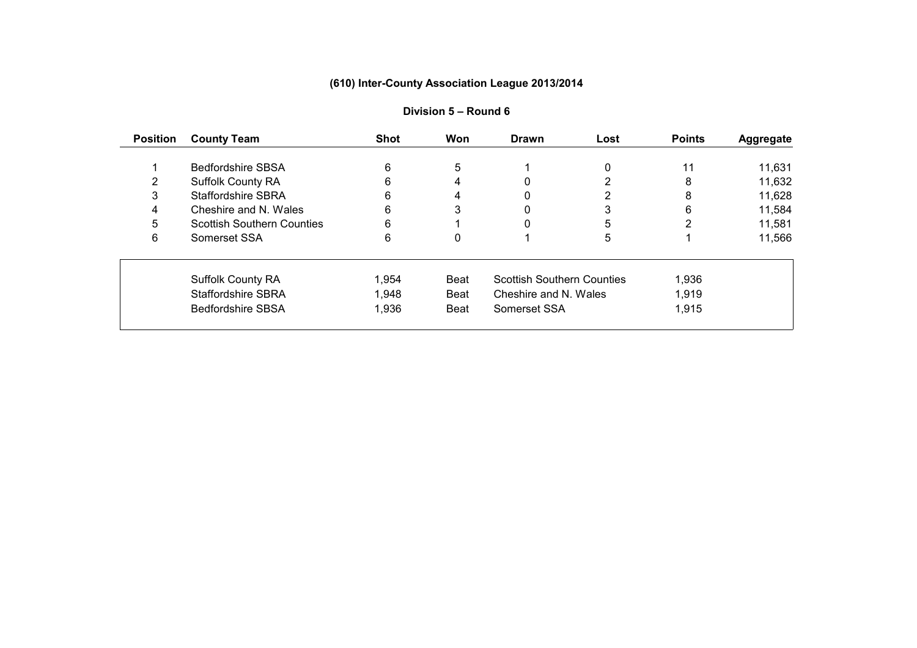# (610) Inter-County Association League 2013/2014

## Division 5 – Round 6

| Position | County Team | Shot | Won | Drawn | Lost | Points | Aggregate |
|---|---|---|---|---|---|---|---|
| 1 | Bedfordshire SBSA | 6 | 5 | 1 | 0 | 11 | 11,631 |
| 2 | Suffolk County RA | 6 | 4 | 0 | 2 | 8 | 11,632 |
| 3 | Staffordshire SBRA | 6 | 4 | 0 | 2 | 8 | 11,628 |
| 4 | Cheshire and N. Wales | 6 | 3 | 0 | 3 | 6 | 11,584 |
| 5 | Scottish Southern Counties | 6 | 1 | 0 | 5 | 2 | 11,581 |
| 6 | Somerset SSA | 6 | 0 | 1 | 5 | 1 | 11,566 |

| Team | Score | Result | Opponent | Score |
|---|---|---|---|---|
| Suffolk County RA | 1,954 | Beat | Scottish Southern Counties | 1,936 |
| Staffordshire SBRA | 1,948 | Beat | Cheshire and N. Wales | 1,919 |
| Bedfordshire SBSA | 1,936 | Beat | Somerset SSA | 1,915 |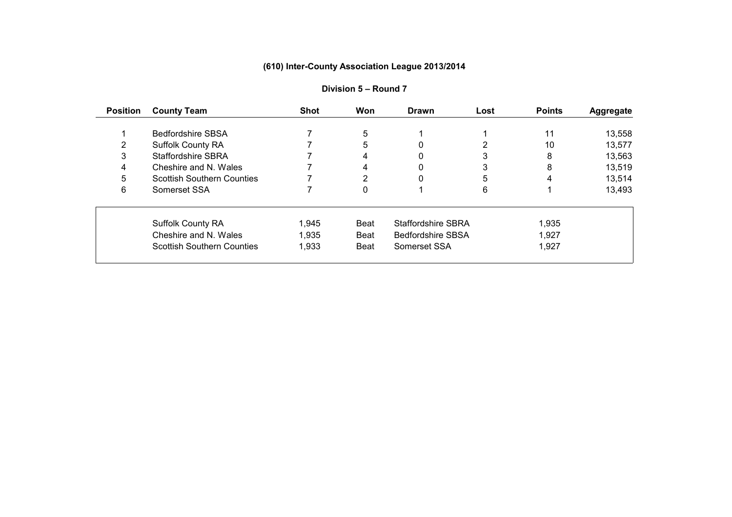# (610) Inter-County Association League 2013/2014

## Division 5 – Round 7

| Position | County Team | Shot | Won | Drawn | Lost | Points | Aggregate |
|---|---|---|---|---|---|---|---|
| 1 | Bedfordshire SBSA | 7 | 5 | 1 | 1 | 11 | 13,558 |
| 2 | Suffolk County RA | 7 | 5 | 0 | 2 | 10 | 13,577 |
| 3 | Staffordshire SBRA | 7 | 4 | 0 | 3 | 8 | 13,563 |
| 4 | Cheshire and N. Wales | 7 | 4 | 0 | 3 | 8 | 13,519 |
| 5 | Scottish Southern Counties | 7 | 2 | 0 | 5 | 4 | 13,514 |
| 6 | Somerset SSA | 7 | 0 | 1 | 6 | 1 | 13,493 |

| Team | Score | Result | Opponent | Score |
|---|---|---|---|---|
| Suffolk County RA | 1,945 | Beat | Staffordshire SBRA | 1,935 |
| Cheshire and N. Wales | 1,935 | Beat | Bedfordshire SBSA | 1,927 |
| Scottish Southern Counties | 1,933 | Beat | Somerset SSA | 1,927 |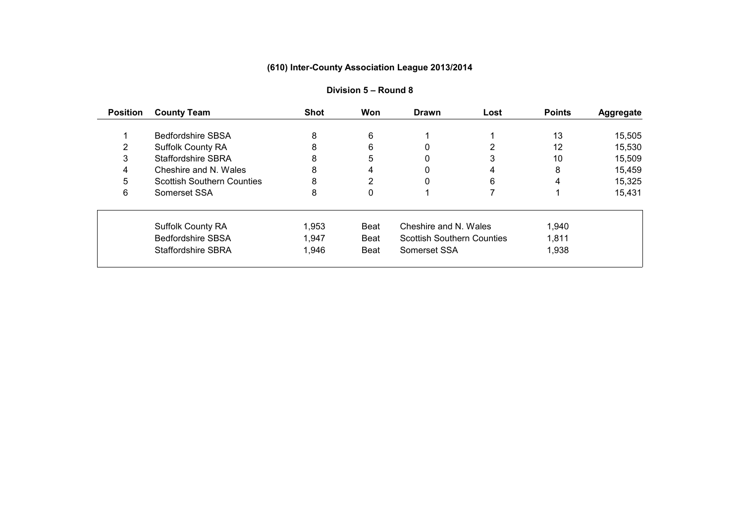# (610) Inter-County Association League 2013/2014

## Division 5 – Round 8

| Position | County Team | Shot | Won | Drawn | Lost | Points | Aggregate |
|---|---|---|---|---|---|---|---|
| 1 | Bedfordshire SBSA | 8 | 6 | 1 | 1 | 13 | 15,505 |
| 2 | Suffolk County RA | 8 | 6 | 0 | 2 | 12 | 15,530 |
| 3 | Staffordshire SBRA | 8 | 5 | 0 | 3 | 10 | 15,509 |
| 4 | Cheshire and N. Wales | 8 | 4 | 0 | 4 | 8 | 15,459 |
| 5 | Scottish Southern Counties | 8 | 2 | 0 | 6 | 4 | 15,325 |
| 6 | Somerset SSA | 8 | 0 | 1 | 7 | 1 | 15,431 |

| Team | Score | Result | Opponent | Score |
|---|---|---|---|---|
| Suffolk County RA | 1,953 | Beat | Cheshire and N. Wales | 1,940 |
| Bedfordshire SBSA | 1,947 | Beat | Scottish Southern Counties | 1,811 |
| Staffordshire SBRA | 1,946 | Beat | Somerset SSA | 1,938 |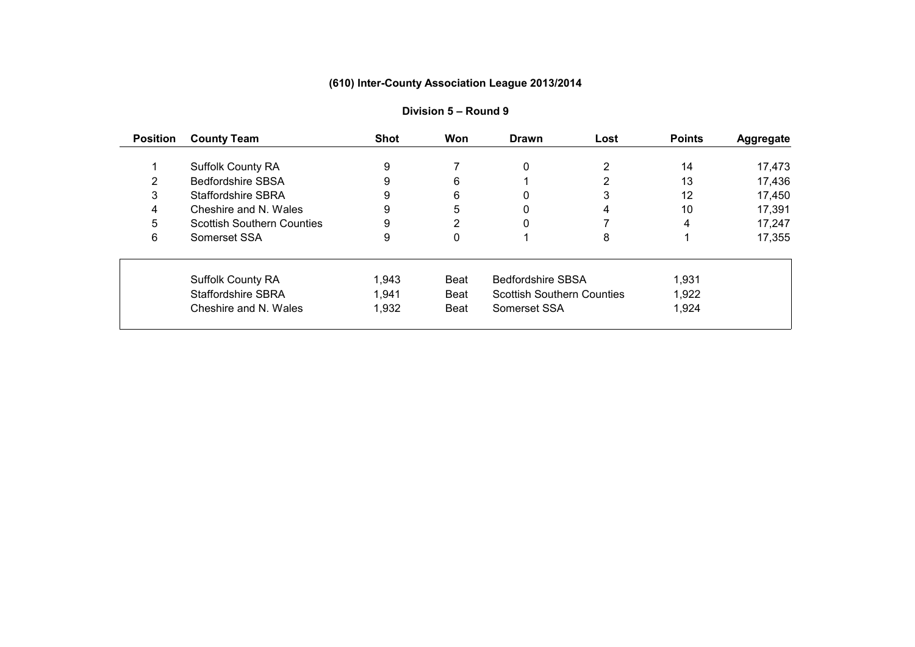# (610) Inter-County Association League 2013/2014

## Division 5 – Round 9

| Position | County Team | Shot | Won | Drawn | Lost | Points | Aggregate |
|---|---|---|---|---|---|---|---|
| 1 | Suffolk County RA | 9 | 7 | 0 | 2 | 14 | 17,473 |
| 2 | Bedfordshire SBSA | 9 | 6 | 1 | 2 | 13 | 17,436 |
| 3 | Staffordshire SBRA | 9 | 6 | 0 | 3 | 12 | 17,450 |
| 4 | Cheshire and N. Wales | 9 | 5 | 0 | 4 | 10 | 17,391 |
| 5 | Scottish Southern Counties | 9 | 2 | 0 | 7 | 4 | 17,247 |
| 6 | Somerset SSA | 9 | 0 | 1 | 8 | 1 | 17,355 |

| Team | Score | Result | Opponent | Score |
|---|---|---|---|---|
| Suffolk County RA | 1,943 | Beat | Bedfordshire SBSA | 1,931 |
| Staffordshire SBRA | 1,941 | Beat | Scottish Southern Counties | 1,922 |
| Cheshire and N. Wales | 1,932 | Beat | Somerset SSA | 1,924 |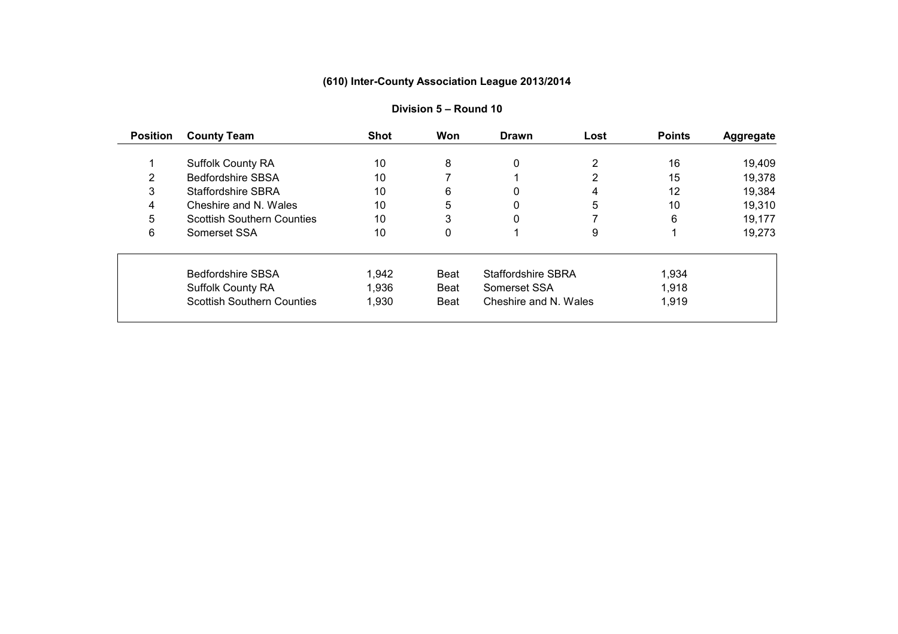# (610) Inter-County Association League 2013/2014

## Division 5 – Round 10

| Position | County Team | Shot | Won | Drawn | Lost | Points | Aggregate |
|---|---|---|---|---|---|---|---|
| 1 | Suffolk County RA | 10 | 8 | 0 | 2 | 16 | 19,409 |
| 2 | Bedfordshire SBSA | 10 | 7 | 1 | 2 | 15 | 19,378 |
| 3 | Staffordshire SBRA | 10 | 6 | 0 | 4 | 12 | 19,384 |
| 4 | Cheshire and N. Wales | 10 | 5 | 0 | 5 | 10 | 19,310 |
| 5 | Scottish Southern Counties | 10 | 3 | 0 | 7 | 6 | 19,177 |
| 6 | Somerset SSA | 10 | 0 | 1 | 9 | 1 | 19,273 |

| | | | | |
|---|---|---|---|---|
| Bedfordshire SBSA | 1,942 | Beat | Staffordshire SBRA | 1,934 |
| Suffolk County RA | 1,936 | Beat | Somerset SSA | 1,918 |
| Scottish Southern Counties | 1,930 | Beat | Cheshire and N. Wales | 1,919 |